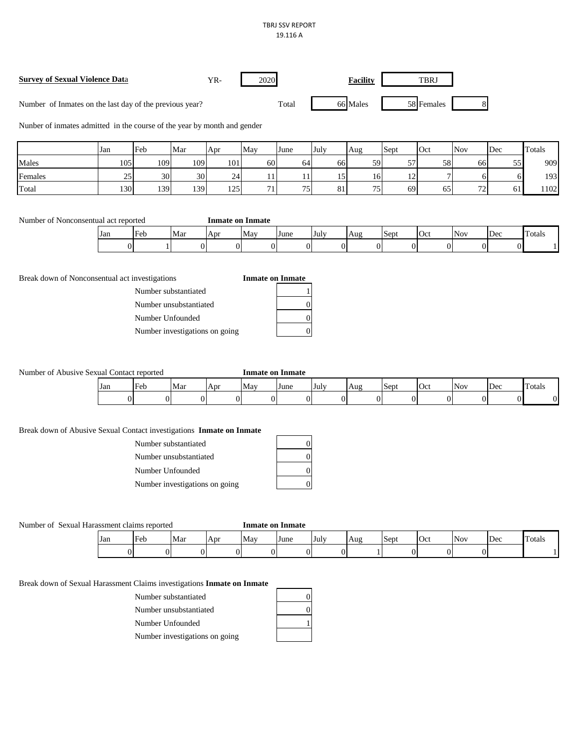TBRJ SSV REPORT
19.116 A

**Survey of Sexual Violence Data** YR- 2020 **Facility** TBRJ

Number of Inmates on the last day of the previous year? Total 66 Males 58 Females 8

Nunber of inmates admitted in the course of the year by month and gender

| | Jan | Feb | Mar | Apr | May | June | July | Aug | Sept | Oct | Nov | Dec | Totals |
|---|---|---|---|---|---|---|---|---|---|---|---|---|---|
| Males | 105 | 109 | 109 | 101 | 60 | 64 | 66 | 59 | 57 | 58 | 66 | 55 | 909 |
| Females | 25 | 30 | 30 | 24 | 11 | 11 | 15 | 16 | 12 | 7 | 6 | 6 | 193 |
| Total | 130 | 139 | 139 | 125 | 71 | 75 | 81 | 75 | 69 | 65 | 72 | 61 | 1102 |

Number of Nonconsentual act reported **Inmate on Inmate**

| Jan | Feb | Mar | Apr | May | June | July | Aug | Sept | Oct | Nov | Dec | Totals |
|---|---|---|---|---|---|---|---|---|---|---|---|---|
| 0 | 1 | 0 | 0 | 0 | 0 | 0 | 0 | 0 | 0 | 0 | 0 | 1 |

Break down of Nonconsentual act investigations **Inmate on Inmate**

| | |
|---|---|
| Number substantiated | 1 |
| Number unsubstantiated | 0 |
| Number Unfounded | 0 |
| Number investigations on going | 0 |

Number of Abusive Sexual Contact reported **Inmate on Inmate**

| Jan | Feb | Mar | Apr | May | June | July | Aug | Sept | Oct | Nov | Dec | Totals |
|---|---|---|---|---|---|---|---|---|---|---|---|---|
| 0 | 0 | 0 | 0 | 0 | 0 | 0 | 0 | 0 | 0 | 0 | 0 | 0 |

Break down of Abusive Sexual Contact investigations **Inmate on Inmate**

| | |
|---|---|
| Number substantiated | 0 |
| Number unsubstantiated | 0 |
| Number Unfounded | 0 |
| Number investigations on going | 0 |

Number of Sexual Harassment claims reported **Inmate on Inmate**

| Jan | Feb | Mar | Apr | May | June | July | Aug | Sept | Oct | Nov | Dec | Totals |
|---|---|---|---|---|---|---|---|---|---|---|---|---|
| 0 | 0 | 0 | 0 | 0 | 0 | 0 | 1 | 0 | 0 | 0 | | 1 |

Break down of Sexual Harassment Claims investigations **Inmate on Inmate**

| | |
|---|---|
| Number substantiated | 0 |
| Number unsubstantiated | 0 |
| Number Unfounded | 1 |
| Number investigations on going | |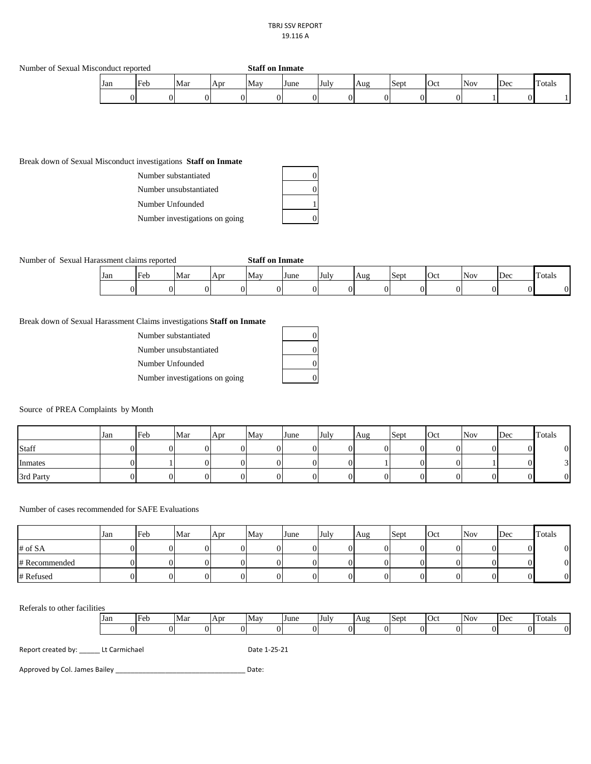TBRJ SSV REPORT
19.116 A

Number of Sexual Misconduct reported **Staff on Inmate**

| Jan | Feb | Mar | Apr | May | June | July | Aug | Sept | Oct | Nov | Dec | Totals |
|---|---|---|---|---|---|---|---|---|---|---|---|---|
| 0 | 0 | 0 | 0 | 0 | 0 | 0 | 0 | 0 | 0 | 1 | 0 | 1 |

Break down of Sexual Misconduct investigations **Staff on Inmate**

| | |
|---|---|
| Number substantiated | 0 |
| Number unsubstantiated | 0 |
| Number Unfounded | 1 |
| Number investigations on going | 0 |

Number of Sexual Harassment claims reported **Staff on Inmate**

| Jan | Feb | Mar | Apr | May | June | July | Aug | Sept | Oct | Nov | Dec | Totals |
|---|---|---|---|---|---|---|---|---|---|---|---|---|
| 0 | 0 | 0 | 0 | 0 | 0 | 0 | 0 | 0 | 0 | 0 | 0 | 0 |

Break down of Sexual Harassment Claims investigations **Staff on Inmate**

| | |
|---|---|
| Number substantiated | 0 |
| Number unsubstantiated | 0 |
| Number Unfounded | 0 |
| Number investigations on going | 0 |

Source of PREA Complaints by Month

| | Jan | Feb | Mar | Apr | May | June | July | Aug | Sept | Oct | Nov | Dec | Totals |
|---|---|---|---|---|---|---|---|---|---|---|---|---|---|
| Staff | 0 | 0 | 0 | 0 | 0 | 0 | 0 | 0 | 0 | 0 | 0 | 0 | 0 |
| Inmates | 0 | 1 | 0 | 0 | 0 | 0 | 0 | 1 | 0 | 0 | 1 | 0 | 3 |
| 3rd Party | 0 | 0 | 0 | 0 | 0 | 0 | 0 | 0 | 0 | 0 | 0 | 0 | 0 |

Number of cases recommended for SAFE Evaluations

| | Jan | Feb | Mar | Apr | May | June | July | Aug | Sept | Oct | Nov | Dec | Totals |
|---|---|---|---|---|---|---|---|---|---|---|---|---|---|
| # of SA | 0 | 0 | 0 | 0 | 0 | 0 | 0 | 0 | 0 | 0 | 0 | 0 | 0 |
| # Recommended | 0 | 0 | 0 | 0 | 0 | 0 | 0 | 0 | 0 | 0 | 0 | 0 | 0 |
| # Refused | 0 | 0 | 0 | 0 | 0 | 0 | 0 | 0 | 0 | 0 | 0 | 0 | 0 |

Referals to other facilities

| Jan | Feb | Mar | Apr | May | June | July | Aug | Sept | Oct | Nov | Dec | Totals |
|---|---|---|---|---|---|---|---|---|---|---|---|---|
| 0 | 0 | 0 | 0 | 0 | 0 | 0 | 0 | 0 | 0 | 0 | 0 | 0 |

Report created by: ______ Lt Carmichael Date 1-25-21

Approved by Col. James Bailey ___________________________________ Date: